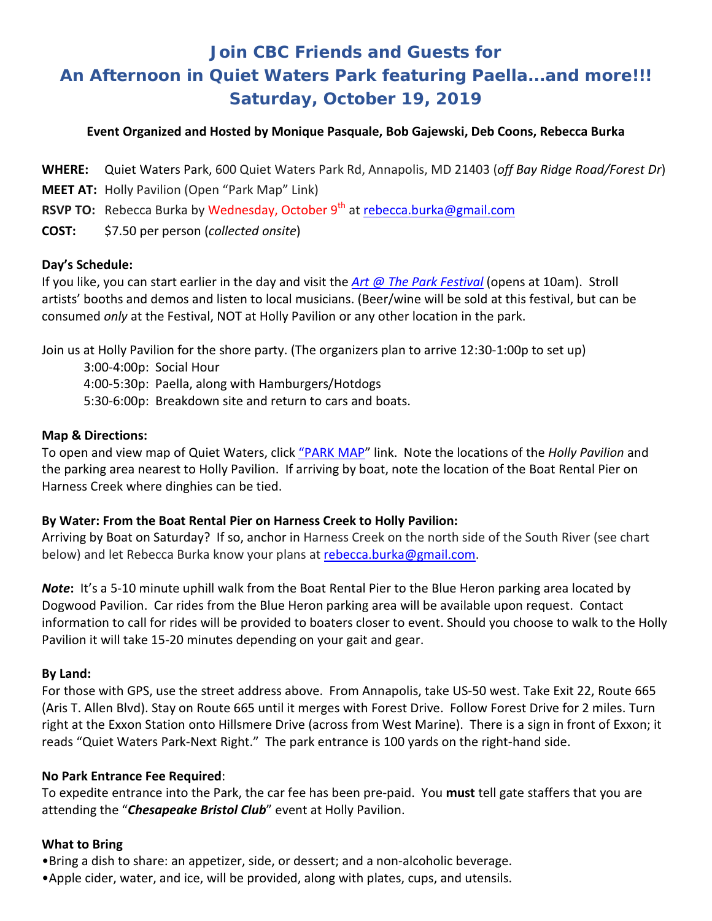# Join CBC Friends and Guests for
# An Afternoon in Quiet Waters Park featuring Paella…and more!!!
# Saturday, October 19, 2019

**Event Organized and Hosted by Monique Pasquale, Bob Gajewski, Deb Coons, Rebecca Burka**

**WHERE:** Quiet Waters Park, 600 Quiet Waters Park Rd, Annapolis, MD 21403 (*off Bay Ridge Road/Forest Dr*)

**MEET AT:** Holly Pavilion (Open "Park Map" Link)

**RSVP TO:** Rebecca Burka by Wednesday, October 9th at rebecca.burka@gmail.com

**COST:** $7.50 per person (*collected onsite*)

**Day's Schedule:**

If you like, you can start earlier in the day and visit the *Art @ The Park Festival* (opens at 10am). Stroll artists' booths and demos and listen to local musicians. (Beer/wine will be sold at this festival, but can be consumed *only* at the Festival, NOT at Holly Pavilion or any other location in the park.

Join us at Holly Pavilion for the shore party. (The organizers plan to arrive 12:30-1:00p to set up)

- 3:00-4:00p: Social Hour
- 4:00-5:30p: Paella, along with Hamburgers/Hotdogs
- 5:30-6:00p: Breakdown site and return to cars and boats.

**Map & Directions:**

To open and view map of Quiet Waters, click "PARK MAP" link. Note the locations of the *Holly Pavilion* and the parking area nearest to Holly Pavilion. If arriving by boat, note the location of the Boat Rental Pier on Harness Creek where dinghies can be tied.

**By Water: From the Boat Rental Pier on Harness Creek to Holly Pavilion:**

Arriving by Boat on Saturday? If so, anchor in Harness Creek on the north side of the South River (see chart below) and let Rebecca Burka know your plans at rebecca.burka@gmail.com.

***Note*:** It's a 5-10 minute uphill walk from the Boat Rental Pier to the Blue Heron parking area located by Dogwood Pavilion. Car rides from the Blue Heron parking area will be available upon request. Contact information to call for rides will be provided to boaters closer to event. Should you choose to walk to the Holly Pavilion it will take 15-20 minutes depending on your gait and gear.

**By Land:**

For those with GPS, use the street address above. From Annapolis, take US-50 west. Take Exit 22, Route 665 (Aris T. Allen Blvd). Stay on Route 665 until it merges with Forest Drive. Follow Forest Drive for 2 miles. Turn right at the Exxon Station onto Hillsmere Drive (across from West Marine). There is a sign in front of Exxon; it reads "Quiet Waters Park-Next Right." The park entrance is 100 yards on the right-hand side.

**No Park Entrance Fee Required**:

To expedite entrance into the Park, the car fee has been pre-paid. You **must** tell gate staffers that you are attending the "***Chesapeake Bristol Club***" event at Holly Pavilion.

**What to Bring**

- Bring a dish to share: an appetizer, side, or dessert; and a non-alcoholic beverage.
- Apple cider, water, and ice, will be provided, along with plates, cups, and utensils.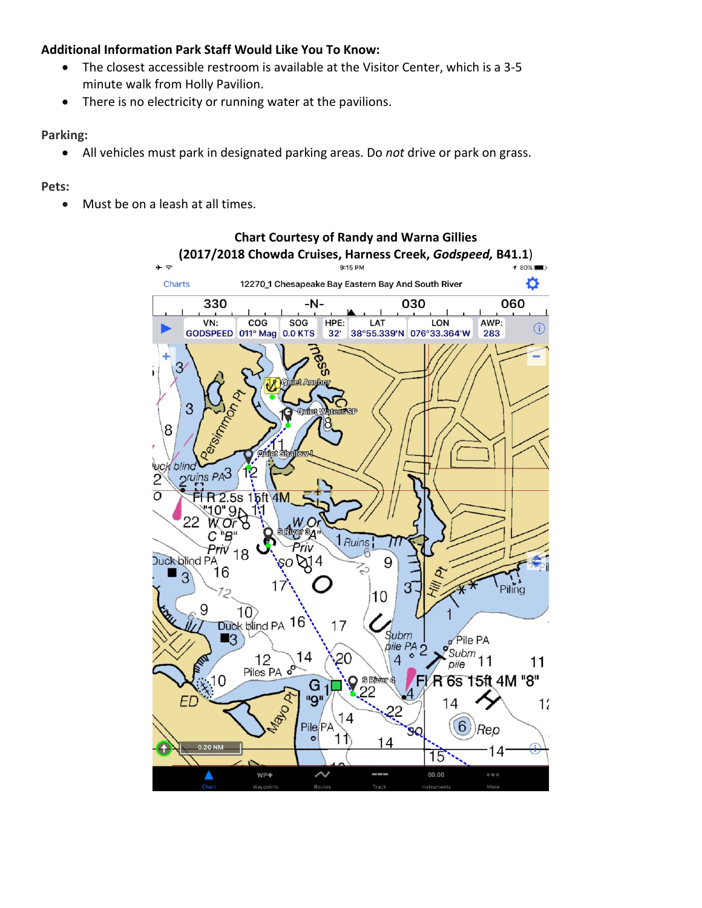**Additional Information Park Staff Would Like You To Know:**

- The closest accessible restroom is available at the Visitor Center, which is a 3-5 minute walk from Holly Pavilion.
- There is no electricity or running water at the pavilions.

**Parking:**

- All vehicles must park in designated parking areas. Do *not* drive or park on grass.

**Pets:**

- Must be on a leash at all times.

**Chart Courtesy of Randy and Warna Gillies**
**(2017/2018 Chowda Cruises, Harness Creek, *Godspeed,* B41.1)**

9:15 PM
80%
Charts
12270_1 Chesapeake Bay Eastern Bay And South River
330 -N- 030 060
VN: GODSPEED
COG 011° Mag
SOG 0.0 KTS
HPE: 32'
LAT 38°55.339'N
LON 076°33.364'W
AWP: 283
Quiet Anchor
Quiet Waters SP
Quiet Shallow!
Persimmon Pt
Harness Creek
S River 3
S River 4
Duck blind PA
ruins PA
Fl R 2.5s 15ft 4M "10"
W Or C "B" Priv
W Or "A" Priv
Ruins
Hill Pt
Piling
SOUTH
Subm pile PA
Pile PA
Subm pile
Fl R 6s 15ft 4M "8"
Piles PA
G "9"
Mayo Pt
Pile PA
Rep
ED
0.20 NM
Chart
WP+ Waypoints
Routes
Track
00.00 Instruments
More